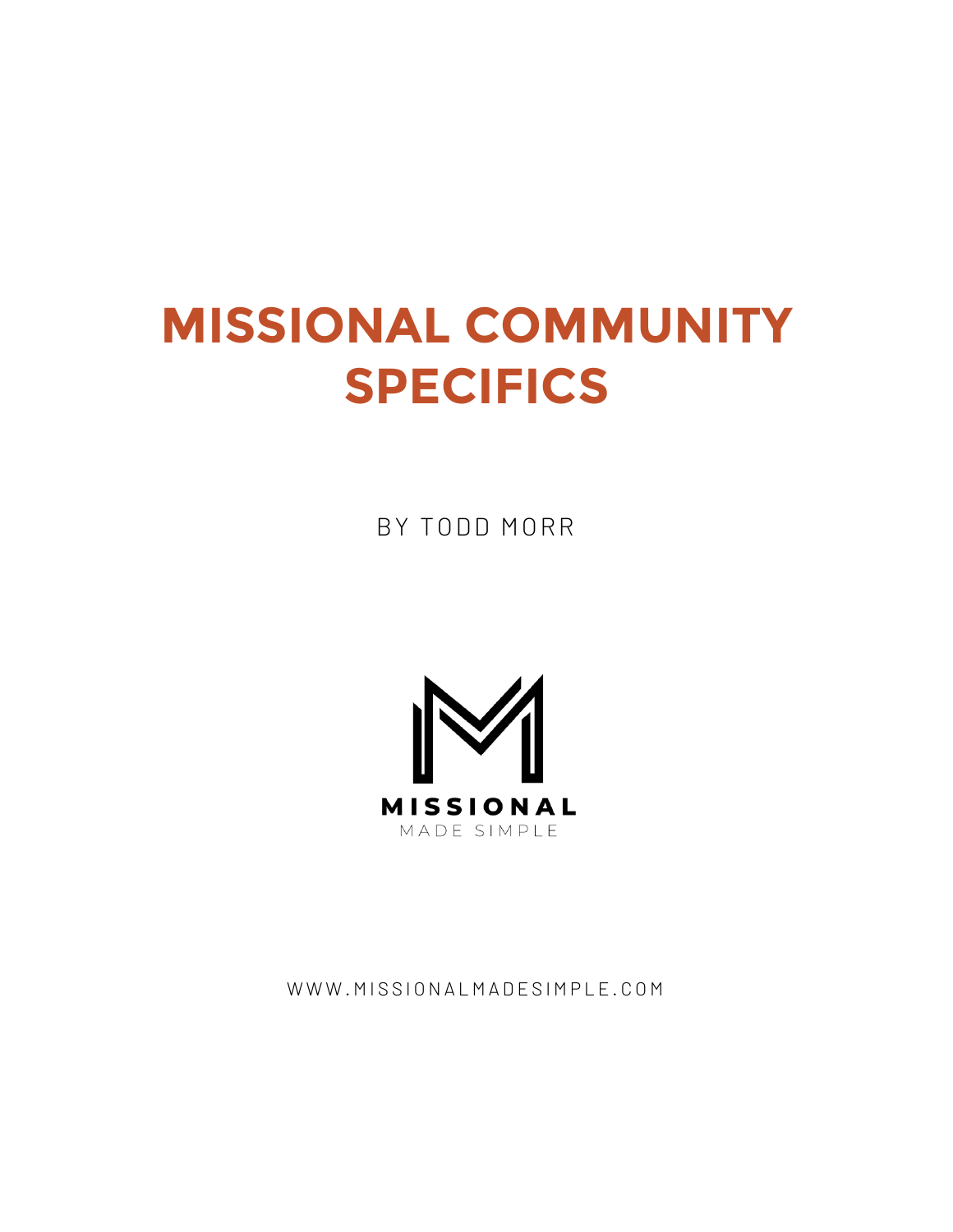# MISSIONAL COMMUNITY SPECIFICS

BY TODD MORR

MISSIONAL

MADE SIMPLE

WWW.MISSIONALMADESIMPLE.COM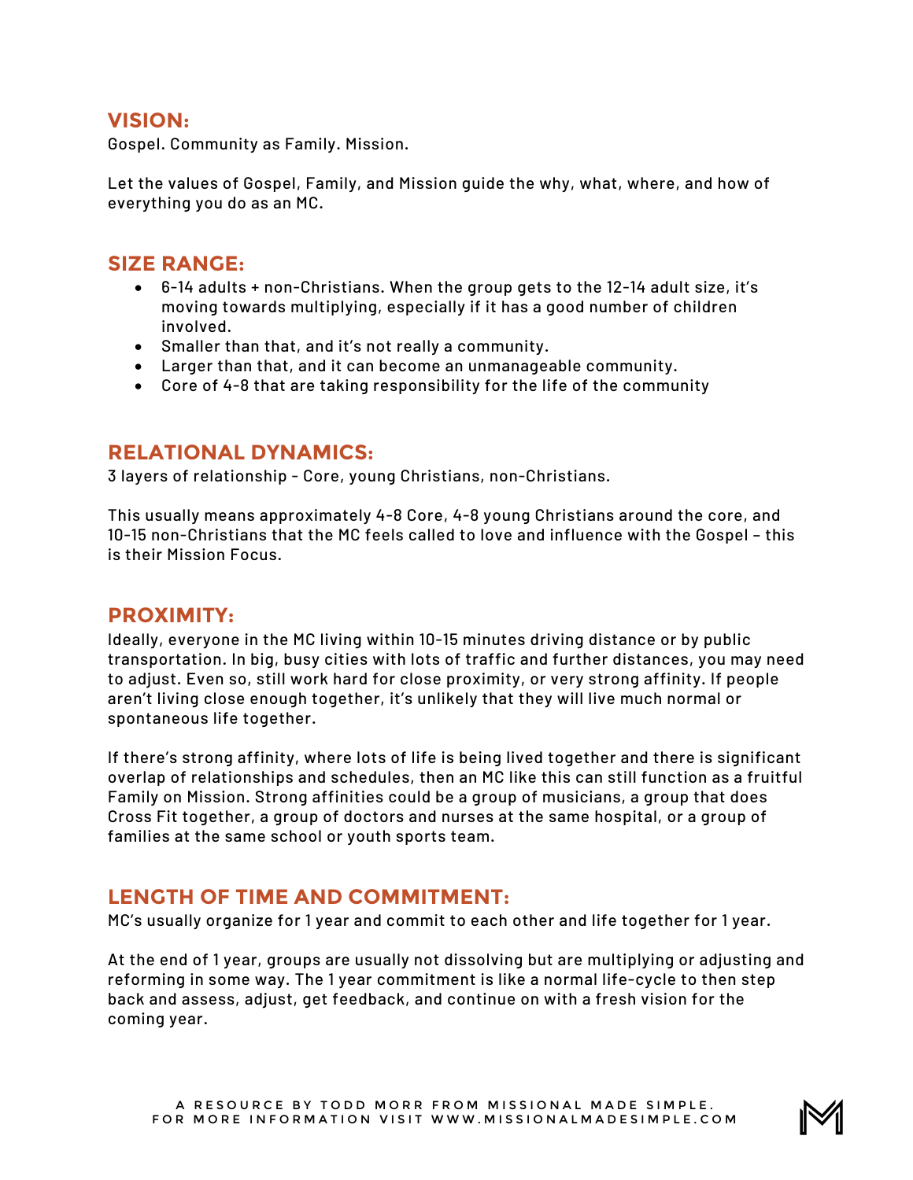## VISION:

Gospel. Community as Family. Mission.

Let the values of Gospel, Family, and Mission guide the why, what, where, and how of everything you do as an MC.

## SIZE RANGE:

- 6-14 adults + non-Christians. When the group gets to the 12-14 adult size, it's moving towards multiplying, especially if it has a good number of children involved.
- Smaller than that, and it's not really a community.
- Larger than that, and it can become an unmanageable community.
- Core of 4-8 that are taking responsibility for the life of the community

## RELATIONAL DYNAMICS:

3 layers of relationship - Core, young Christians, non-Christians.

This usually means approximately 4-8 Core, 4-8 young Christians around the core, and 10-15 non-Christians that the MC feels called to love and influence with the Gospel – this is their Mission Focus.

## PROXIMITY:

Ideally, everyone in the MC living within 10-15 minutes driving distance or by public transportation. In big, busy cities with lots of traffic and further distances, you may need to adjust. Even so, still work hard for close proximity, or very strong affinity. If people aren't living close enough together, it's unlikely that they will live much normal or spontaneous life together.

If there's strong affinity, where lots of life is being lived together and there is significant overlap of relationships and schedules, then an MC like this can still function as a fruitful Family on Mission. Strong affinities could be a group of musicians, a group that does Cross Fit together, a group of doctors and nurses at the same hospital, or a group of families at the same school or youth sports team.

## LENGTH OF TIME AND COMMITMENT:

MC's usually organize for 1 year and commit to each other and life together for 1 year.

At the end of 1 year, groups are usually not dissolving but are multiplying or adjusting and reforming in some way. The 1 year commitment is like a normal life-cycle to then step back and assess, adjust, get feedback, and continue on with a fresh vision for the coming year.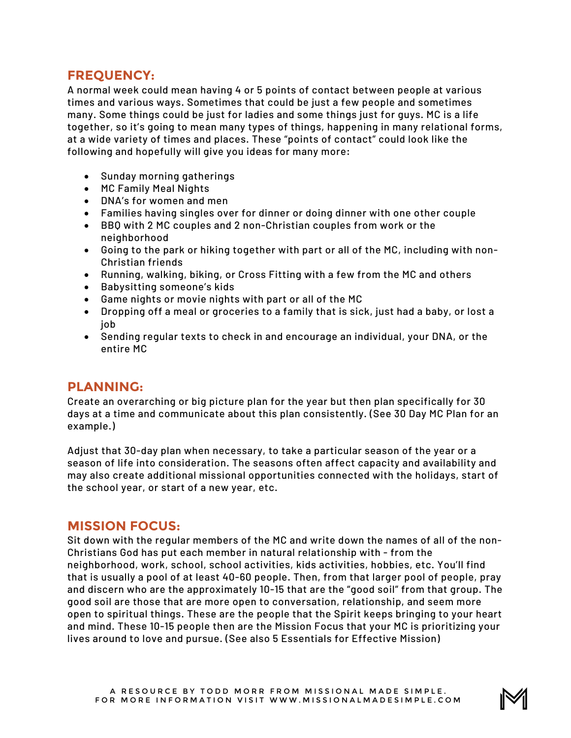## FREQUENCY:

A normal week could mean having 4 or 5 points of contact between people at various times and various ways. Sometimes that could be just a few people and sometimes many. Some things could be just for ladies and some things just for guys. MC is a life together, so it's going to mean many types of things, happening in many relational forms, at a wide variety of times and places. These "points of contact" could like the following and hopefully will give you ideas for many more:

- Sunday morning gatherings
- MC Family Meal Nights
- DNA's for women and men
- Families having singles over for dinner or doing dinner with one other couple
- BBQ with 2 MC couples and 2 non-Christian couples from work or the neighborhood
- Going to the park or hiking together with part or all of the MC, including with non-Christian friends
- Running, walking, biking, or Cross Fitting with a few from the MC and others
- Babysitting someone's kids
- Game nights or movie nights with part or all of the MC
- Dropping off a meal or groceries to a family that is sick, just had a baby, or lost a job
- Sending regular texts to check in and encourage an individual, your DNA, or the entire MC

## PLANNING:

Create an overarching or big picture plan for the year but then plan specifically for 30 days at a time and communicate about this plan consistently. (See 30 Day MC Plan for an example.)

Adjust that 30-day plan when necessary, to take a particular season of the year or a season of life into consideration. The seasons often affect capacity and availability and may also create additional missional opportunities connected with the holidays, start of the school year, or start of a new year, etc.

## MISSION FOCUS:

Sit down with the regular members of the MC and write down the names of all of the non-Christians God has put each member in natural relationship with - from the neighborhood, work, school, school activities, kids activities, hobbies, etc. You'll find that is usually a pool of at least 40-60 people. Then, from that larger pool of people, pray and discern who are the approximately 10-15 that are the "good soil" from that group. The good soil are those that are more open to conversation, relationship, and seem more open to spiritual things. These are the people that the Spirit keeps bringing to your heart and mind. These 10-15 people then are the Mission Focus that your MC is prioritizing your lives around to love and pursue. (See also 5 Essentials for Effective Mission)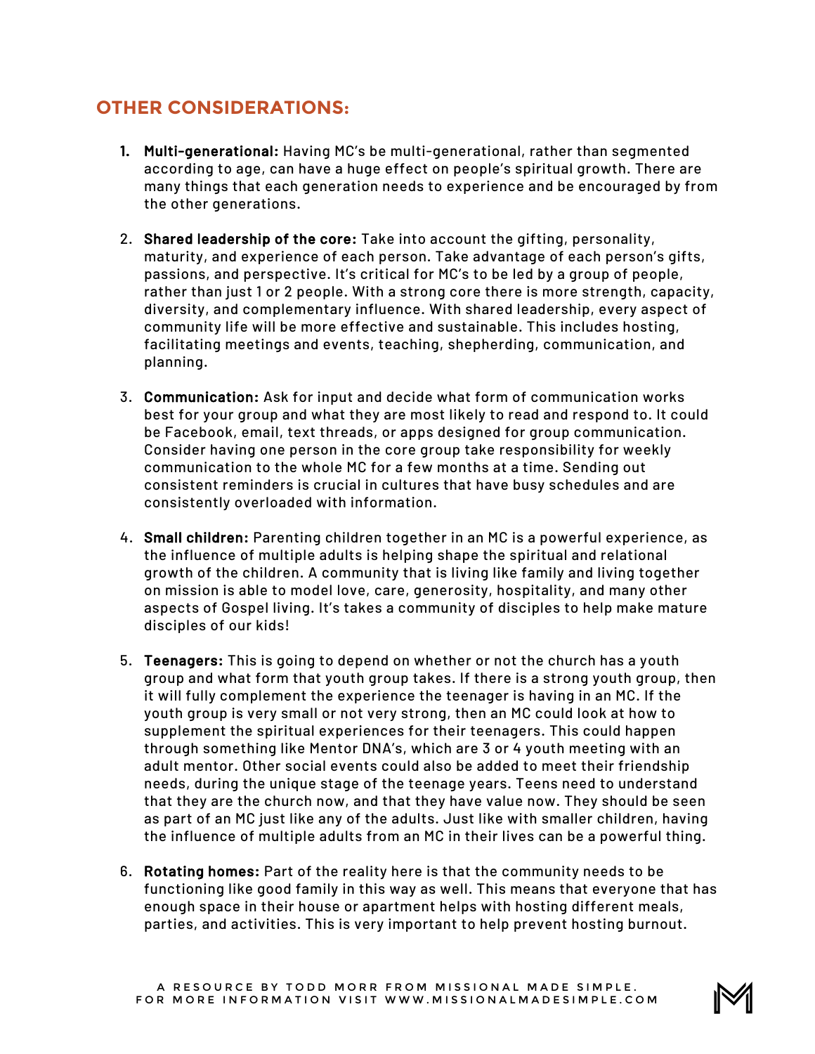## OTHER CONSIDERATIONS:

1. **Multi-generational:** Having MC's be multi-generational, rather than segmented according to age, can have a huge effect on people's spiritual growth. There are many things that each generation needs to experience and be encouraged by from the other generations.

2. **Shared leadership of the core:** Take into account the gifting, personality, maturity, and experience of each person. Take advantage of each person's gifts, passions, and perspective. It's critical for MC's to be led by a group of people, rather than just 1 or 2 people. With a strong core there is more strength, capacity, diversity, and complementary influence. With shared leadership, every aspect of community life will be more effective and sustainable. This includes hosting, facilitating meetings and events, teaching, shepherding, communication, and planning.

3. **Communication:** Ask for input and decide what form of communication works best for your group and what they are most likely to read and respond to. It could be Facebook, email, text threads, or apps designed for group communication. Consider having one person in the core group take responsibility for weekly communication to the whole MC for a few months at a time. Sending out consistent reminders is crucial in cultures that have busy schedules and are consistently overloaded with information.

4. **Small children:** Parenting children together in an MC is a powerful experience, as the influence of multiple adults is helping shape the spiritual and relational growth of the children. A community that is living like family and living together on mission is able to model love, care, generosity, hospitality, and many other aspects of Gospel living. It's takes a community of disciples to help make mature disciples of our kids!

5. **Teenagers:** This is going to depend on whether or not the church has a youth group and what form that youth group takes. If there is a strong youth group, then it will fully complement the experience the teenager is having in an MC. If the youth group is very small or not very strong, then an MC could look at how to supplement the spiritual experiences for their teenagers. This could happen through something like Mentor DNA's, which are 3 or 4 youth meeting with an adult mentor. Other social events could also be added to meet their friendship needs, during the unique stage of the teenage years. Teens need to understand that they are the church now, and that they have value now. They should be seen as part of an MC just like any of the adults. Just like with smaller children, having the influence of multiple adults from an MC in their lives can be a powerful thing.

6. **Rotating homes:** Part of the reality here is that the community needs to be functioning like good family in this way as well. This means that everyone that has enough space in their house or apartment helps with hosting different meals, parties, and activities. This is very important to help prevent hosting burnout.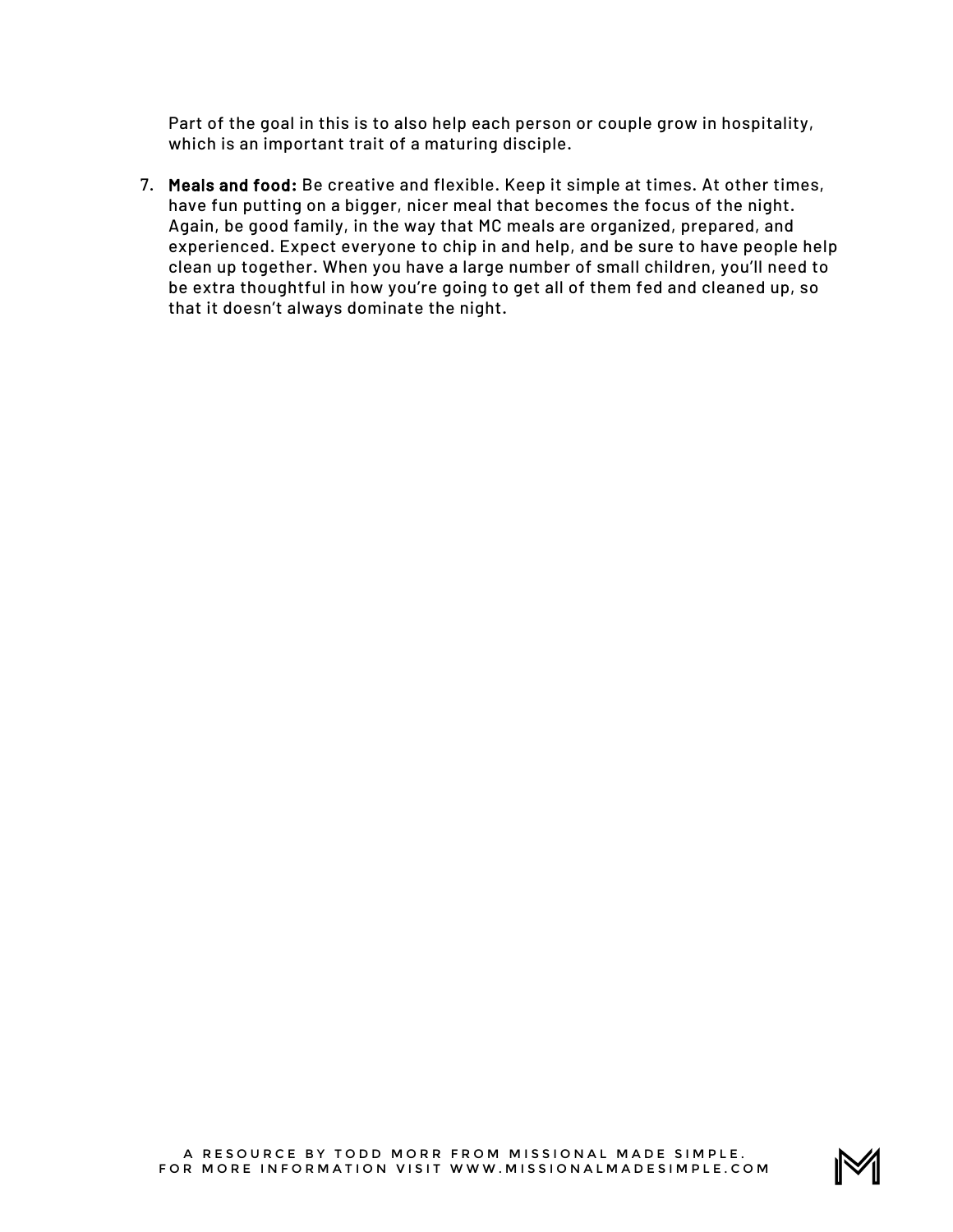Part of the goal in this is to also help each person or couple grow in hospitality, which is an important trait of a maturing disciple.

7. **Meals and food:** Be creative and flexible. Keep it simple at times. At other times, have fun putting on a bigger, nicer meal that becomes the focus of the night. Again, be good family, in the way that MC meals are organized, prepared, and experienced. Expect everyone to chip in and help, and be sure to have people help clean up together. When you have a large number of small children, you'll need to be extra thoughtful in how you're going to get all of them fed and cleaned up, so that it doesn't always dominate the night.